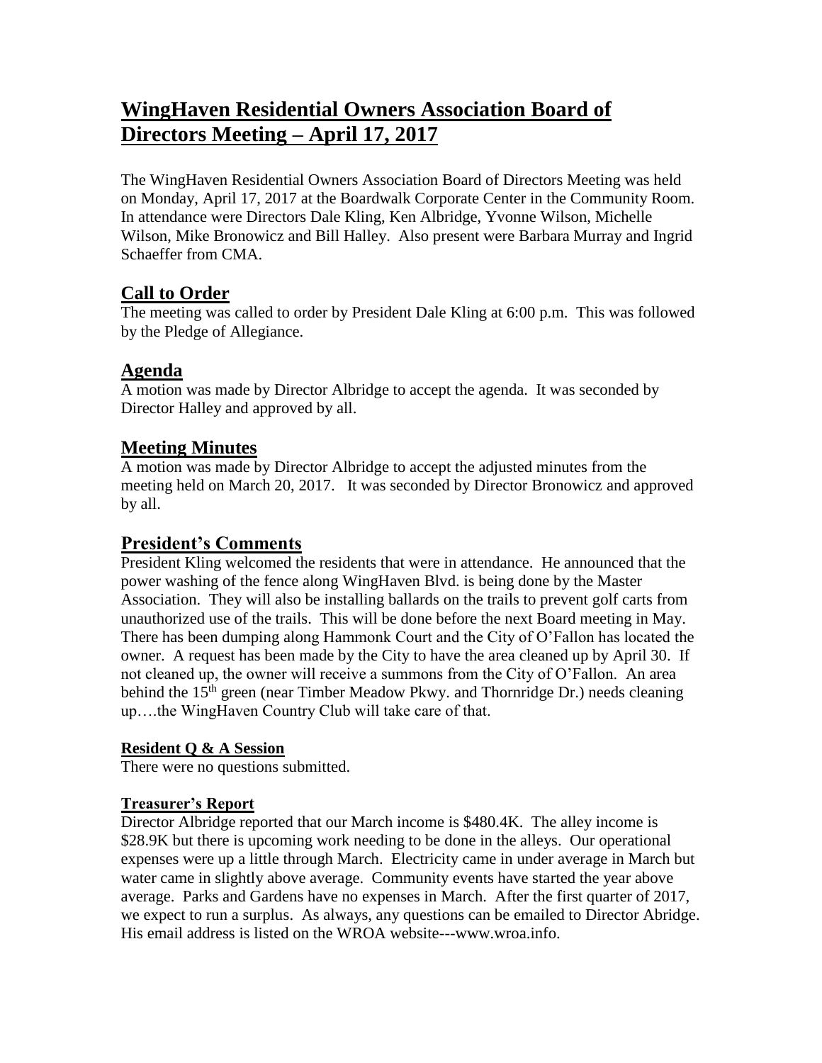# WingHaven Residential Owners Association Board of Directors Meeting – April 17, 2017

The WingHaven Residential Owners Association Board of Directors Meeting was held on Monday, April 17, 2017 at the Boardwalk Corporate Center in the Community Room. In attendance were Directors Dale Kling, Ken Albridge, Yvonne Wilson, Michelle Wilson, Mike Bronowicz and Bill Halley. Also present were Barbara Murray and Ingrid Schaeffer from CMA.

## Call to Order

The meeting was called to order by President Dale Kling at 6:00 p.m. This was followed by the Pledge of Allegiance.

## Agenda

A motion was made by Director Albridge to accept the agenda. It was seconded by Director Halley and approved by all.

## Meeting Minutes

A motion was made by Director Albridge to accept the adjusted minutes from the meeting held on March 20, 2017. It was seconded by Director Bronowicz and approved by all.

## President's Comments

President Kling welcomed the residents that were in attendance. He announced that the power washing of the fence along WingHaven Blvd. is being done by the Master Association. They will also be installing ballards on the trails to prevent golf carts from unauthorized use of the trails. This will be done before the next Board meeting in May. There has been dumping along Hammonk Court and the City of O'Fallon has located the owner. A request has been made by the City to have the area cleaned up by April 30. If not cleaned up, the owner will receive a summons from the City of O'Fallon. An area behind the 15th green (near Timber Meadow Pkwy. and Thornridge Dr.) needs cleaning up….the WingHaven Country Club will take care of that.

### Resident Q & A Session

There were no questions submitted.

### Treasurer's Report

Director Albridge reported that our March income is $480.4K. The alley income is $28.9K but there is upcoming work needing to be done in the alleys. Our operational expenses were up a little through March. Electricity came in under average in March but water came in slightly above average. Community events have started the year above average. Parks and Gardens have no expenses in March. After the first quarter of 2017, we expect to run a surplus. As always, any questions can be emailed to Director Abridge. His email address is listed on the WROA website---www.wroa.info.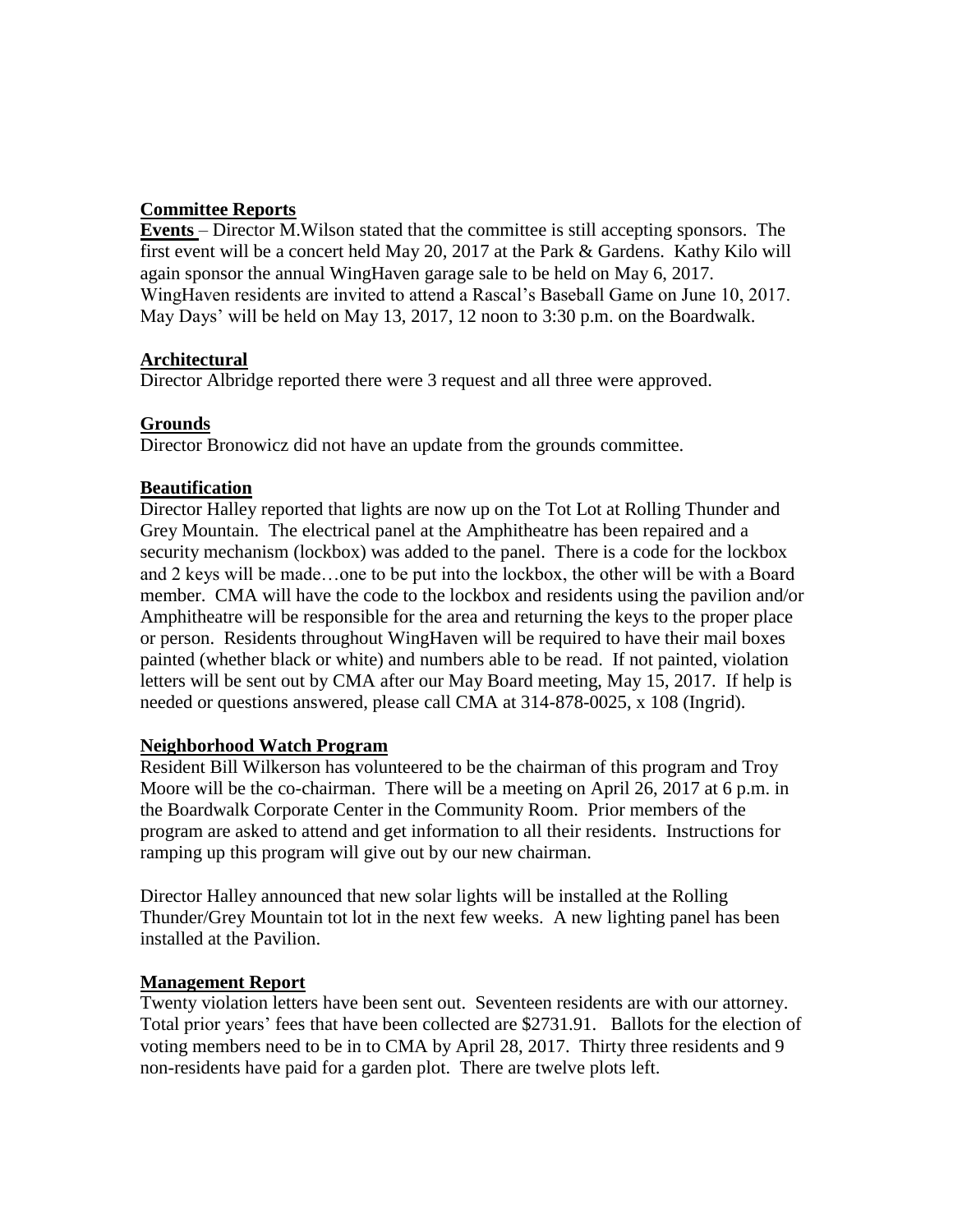**Committee Reports**

**Events** – Director M.Wilson stated that the committee is still accepting sponsors. The first event will be a concert held May 20, 2017 at the Park & Gardens. Kathy Kilo will again sponsor the annual WingHaven garage sale to be held on May 6, 2017. WingHaven residents are invited to attend a Rascal's Baseball Game on June 10, 2017. May Days' will be held on May 13, 2017, 12 noon to 3:30 p.m. on the Boardwalk.

**Architectural**

Director Albridge reported there were 3 request and all three were approved.

**Grounds**

Director Bronowicz did not have an update from the grounds committee.

**Beautification**

Director Halley reported that lights are now up on the Tot Lot at Rolling Thunder and Grey Mountain. The electrical panel at the Amphitheatre has been repaired and a security mechanism (lockbox) was added to the panel. There is a code for the lockbox and 2 keys will be made…one to be put into the lockbox, the other will be with a Board member. CMA will have the code to the lockbox and residents using the pavilion and/or Amphitheatre will be responsible for the area and returning the keys to the proper place or person. Residents throughout WingHaven will be required to have their mail boxes painted (whether black or white) and numbers able to be read. If not painted, violation letters will be sent out by CMA after our May Board meeting, May 15, 2017. If help is needed or questions answered, please call CMA at 314-878-0025, x 108 (Ingrid).

**Neighborhood Watch Program**

Resident Bill Wilkerson has volunteered to be the chairman of this program and Troy Moore will be the co-chairman. There will be a meeting on April 26, 2017 at 6 p.m. in the Boardwalk Corporate Center in the Community Room. Prior members of the program are asked to attend and get information to all their residents. Instructions for ramping up this program will give out by our new chairman.

Director Halley announced that new solar lights will be installed at the Rolling Thunder/Grey Mountain tot lot in the next few weeks. A new lighting panel has been installed at the Pavilion.

**Management Report**

Twenty violation letters have been sent out. Seventeen residents are with our attorney. Total prior years' fees that have been collected are $2731.91. Ballots for the election of voting members need to be in to CMA by April 28, 2017. Thirty three residents and 9 non-residents have paid for a garden plot. There are twelve plots left.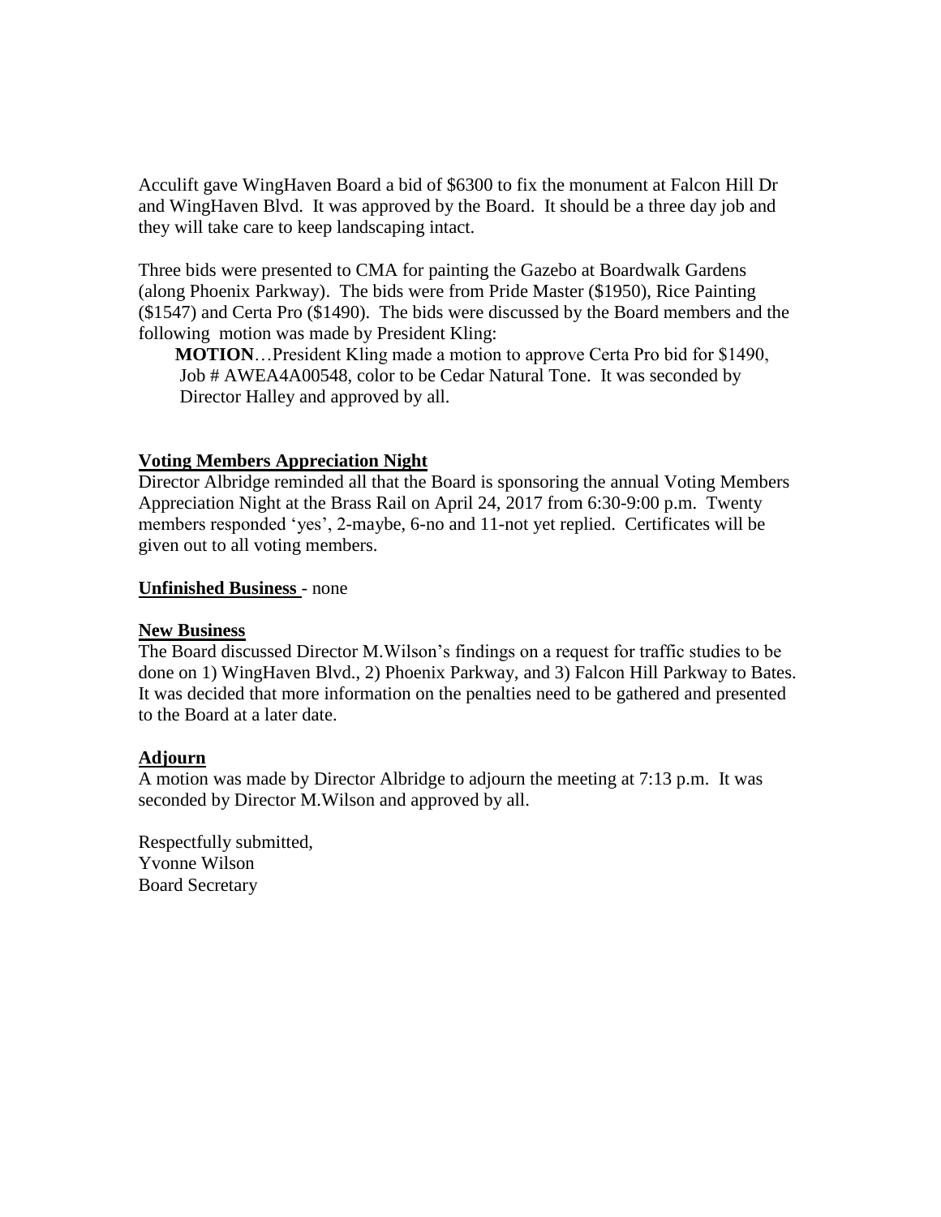Acculift gave WingHaven Board a bid of $6300 to fix the monument at Falcon Hill Dr and WingHaven Blvd. It was approved by the Board. It should be a three day job and they will take care to keep landscaping intact.

Three bids were presented to CMA for painting the Gazebo at Boardwalk Gardens (along Phoenix Parkway). The bids were from Pride Master ($1950), Rice Painting ($1547) and Certa Pro ($1490). The bids were discussed by the Board members and the following motion was made by President Kling:

> **MOTION**…President Kling made a motion to approve Certa Pro bid for $1490, Job # AWEA4A00548, color to be Cedar Natural Tone. It was seconded by Director Halley and approved by all.

## Voting Members Appreciation Night

Director Albridge reminded all that the Board is sponsoring the annual Voting Members Appreciation Night at the Brass Rail on April 24, 2017 from 6:30-9:00 p.m. Twenty members responded 'yes', 2-maybe, 6-no and 11-not yet replied. Certificates will be given out to all voting members.

## Unfinished Business - none

## New Business

The Board discussed Director M.Wilson's findings on a request for traffic studies to be done on 1) WingHaven Blvd., 2) Phoenix Parkway, and 3) Falcon Hill Parkway to Bates. It was decided that more information on the penalties need to be gathered and presented to the Board at a later date.

## Adjourn

A motion was made by Director Albridge to adjourn the meeting at 7:13 p.m. It was seconded by Director M.Wilson and approved by all.

Respectfully submitted,
Yvonne Wilson
Board Secretary